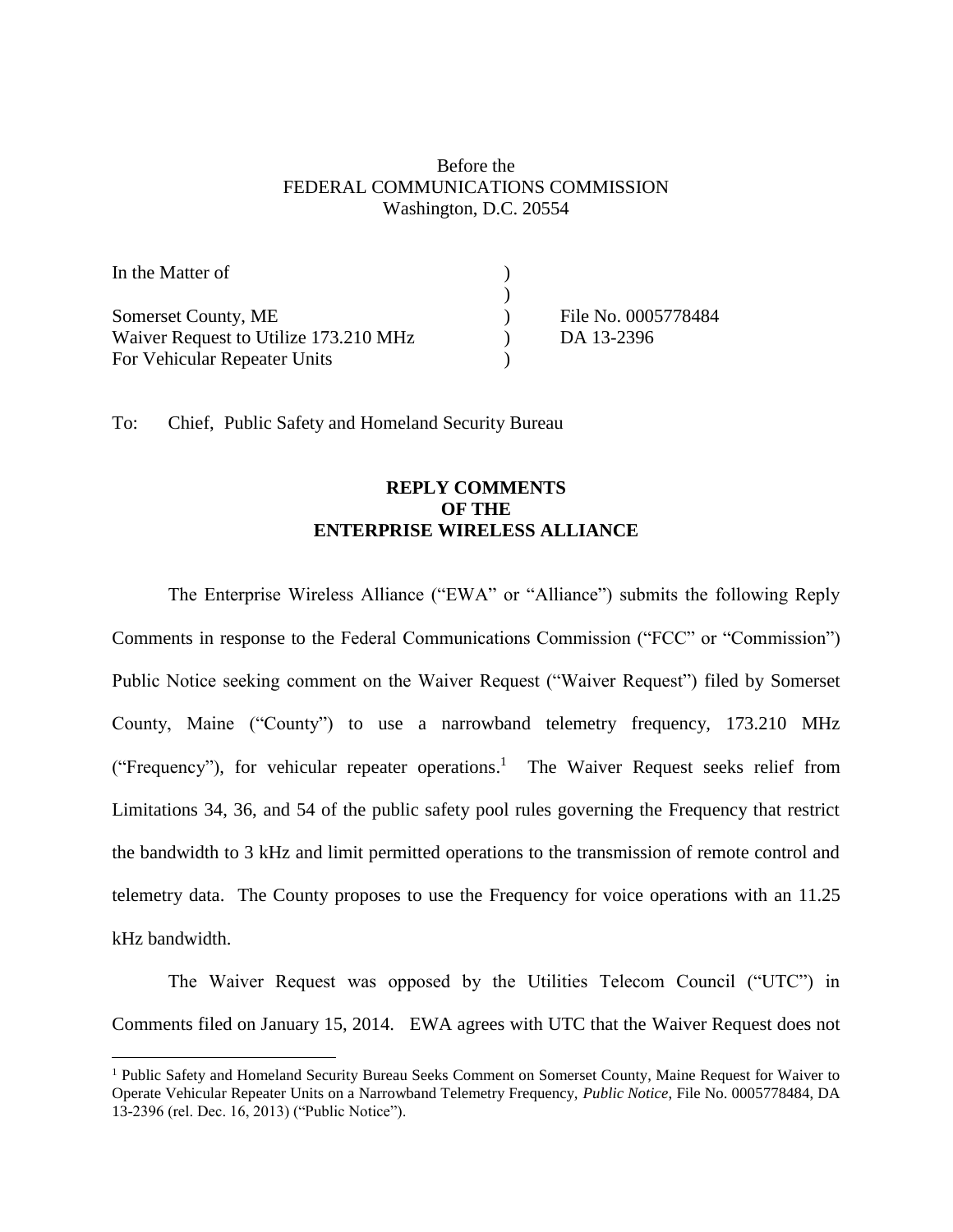Before the
FEDERAL COMMUNICATIONS COMMISSION
Washington, D.C. 20554

| | | |
|---|---|---|
| In the Matter of | ) | |
| | ) | |
| Somerset County, ME | ) | File No. 0005778484 |
| Waiver Request to Utilize 173.210 MHz | ) | DA 13-2396 |
| For Vehicular Repeater Units | ) | |

To: Chief, Public Safety and Homeland Security Bureau

**REPLY COMMENTS
OF THE
ENTERPRISE WIRELESS ALLIANCE**

The Enterprise Wireless Alliance ("EWA" or "Alliance") submits the following Reply Comments in response to the Federal Communications Commission ("FCC" or "Commission") Public Notice seeking comment on the Waiver Request ("Waiver Request") filed by Somerset County, Maine ("County") to use a narrowband telemetry frequency, 173.210 MHz ("Frequency"), for vehicular repeater operations.[1] The Waiver Request seeks relief from Limitations 34, 36, and 54 of the public safety pool rules governing the Frequency that restrict the bandwidth to 3 kHz and limit permitted operations to the transmission of remote control and telemetry data. The County proposes to use the Frequency for voice operations with an 11.25 kHz bandwidth.

The Waiver Request was opposed by the Utilities Telecom Council ("UTC") in Comments filed on January 15, 2014. EWA agrees with UTC that the Waiver Request does not

[1] Public Safety and Homeland Security Bureau Seeks Comment on Somerset County, Maine Request for Waiver to Operate Vehicular Repeater Units on a Narrowband Telemetry Frequency, *Public Notice*, File No. 0005778484, DA 13-2396 (rel. Dec. 16, 2013) ("Public Notice").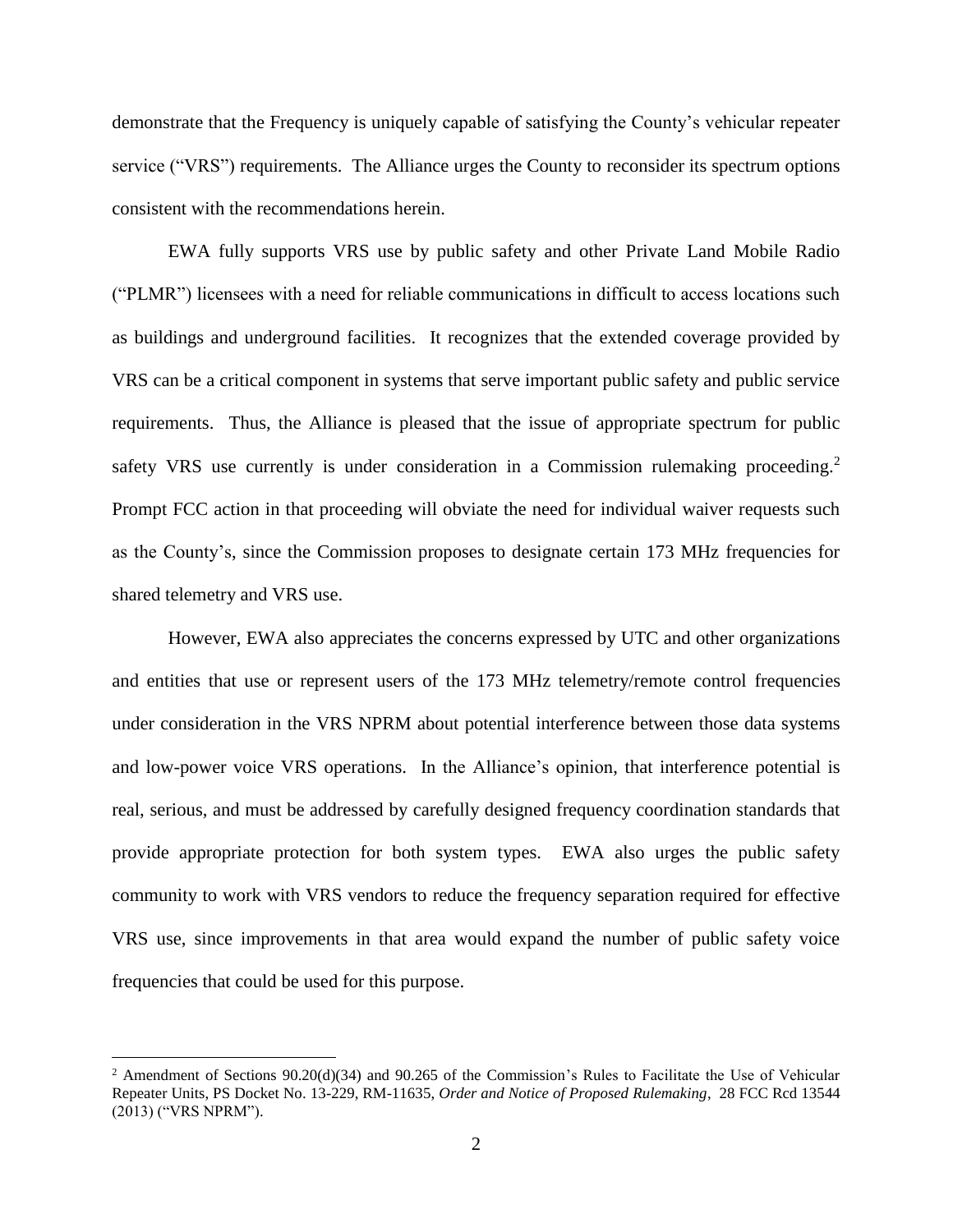demonstrate that the Frequency is uniquely capable of satisfying the County's vehicular repeater service ("VRS") requirements. The Alliance urges the County to reconsider its spectrum options consistent with the recommendations herein.

EWA fully supports VRS use by public safety and other Private Land Mobile Radio ("PLMR") licensees with a need for reliable communications in difficult to access locations such as buildings and underground facilities. It recognizes that the extended coverage provided by VRS can be a critical component in systems that serve important public safety and public service requirements. Thus, the Alliance is pleased that the issue of appropriate spectrum for public safety VRS use currently is under consideration in a Commission rulemaking proceeding.[2] Prompt FCC action in that proceeding will obviate the need for individual waiver requests such as the County's, since the Commission proposes to designate certain 173 MHz frequencies for shared telemetry and VRS use.

However, EWA also appreciates the concerns expressed by UTC and other organizations and entities that use or represent users of the 173 MHz telemetry/remote control frequencies under consideration in the VRS NPRM about potential interference between those data systems and low-power voice VRS operations. In the Alliance's opinion, that interference potential is real, serious, and must be addressed by carefully designed frequency coordination standards that provide appropriate protection for both system types. EWA also urges the public safety community to work with VRS vendors to reduce the frequency separation required for effective VRS use, since improvements in that area would expand the number of public safety voice frequencies that could be used for this purpose.

[2] Amendment of Sections 90.20(d)(34) and 90.265 of the Commission's Rules to Facilitate the Use of Vehicular Repeater Units, PS Docket No. 13-229, RM-11635, *Order and Notice of Proposed Rulemaking*, 28 FCC Rcd 13544 (2013) ("VRS NPRM").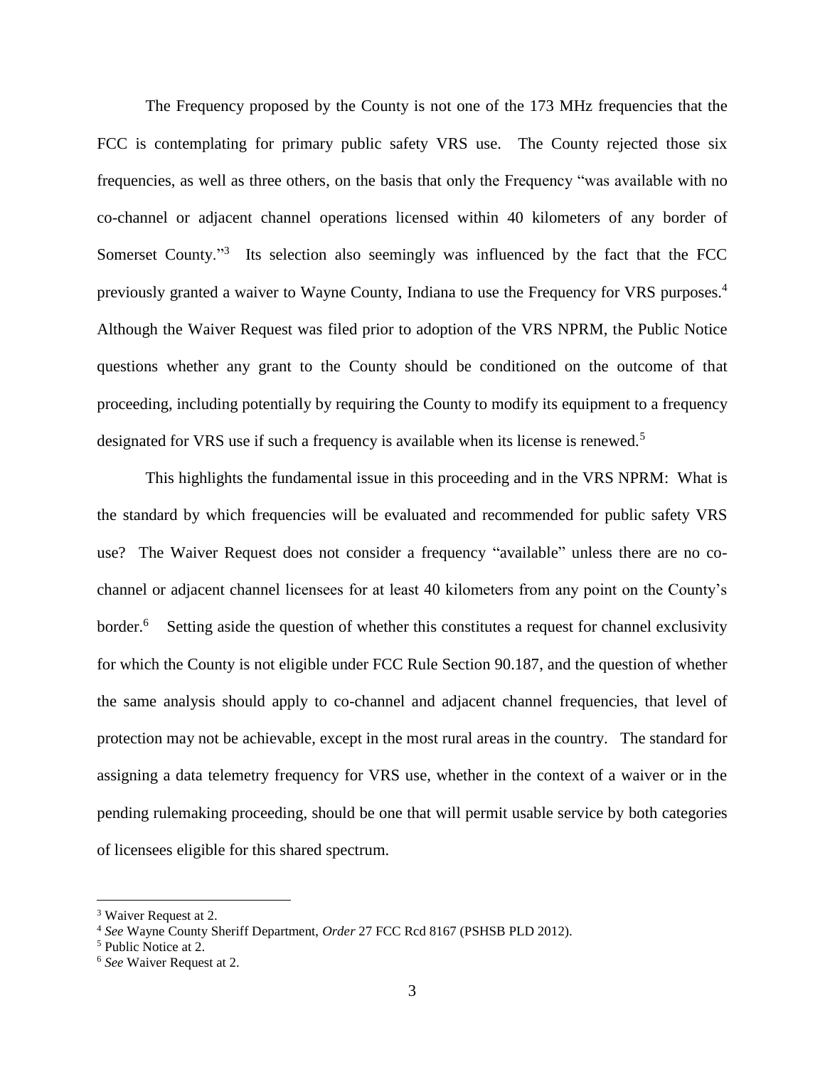The Frequency proposed by the County is not one of the 173 MHz frequencies that the FCC is contemplating for primary public safety VRS use. The County rejected those six frequencies, as well as three others, on the basis that only the Frequency "was available with no co-channel or adjacent channel operations licensed within 40 kilometers of any border of Somerset County."[3] Its selection also seemingly was influenced by the fact that the FCC previously granted a waiver to Wayne County, Indiana to use the Frequency for VRS purposes.[4] Although the Waiver Request was filed prior to adoption of the VRS NPRM, the Public Notice questions whether any grant to the County should be conditioned on the outcome of that proceeding, including potentially by requiring the County to modify its equipment to a frequency designated for VRS use if such a frequency is available when its license is renewed.[5]

This highlights the fundamental issue in this proceeding and in the VRS NPRM: What is the standard by which frequencies will be evaluated and recommended for public safety VRS use? The Waiver Request does not consider a frequency "available" unless there are no co-channel or adjacent channel licensees for at least 40 kilometers from any point on the County's border.[6] Setting aside the question of whether this constitutes a request for channel exclusivity for which the County is not eligible under FCC Rule Section 90.187, and the question of whether the same analysis should apply to co-channel and adjacent channel frequencies, that level of protection may not be achievable, except in the most rural areas in the country. The standard for assigning a data telemetry frequency for VRS use, whether in the context of a waiver or in the pending rulemaking proceeding, should be one that will permit usable service by both categories of licensees eligible for this shared spectrum.

---

[3] Waiver Request at 2.

[4] *See* Wayne County Sheriff Department, *Order* 27 FCC Rcd 8167 (PSHSB PLD 2012).

[5] Public Notice at 2.

[6] *See* Waiver Request at 2.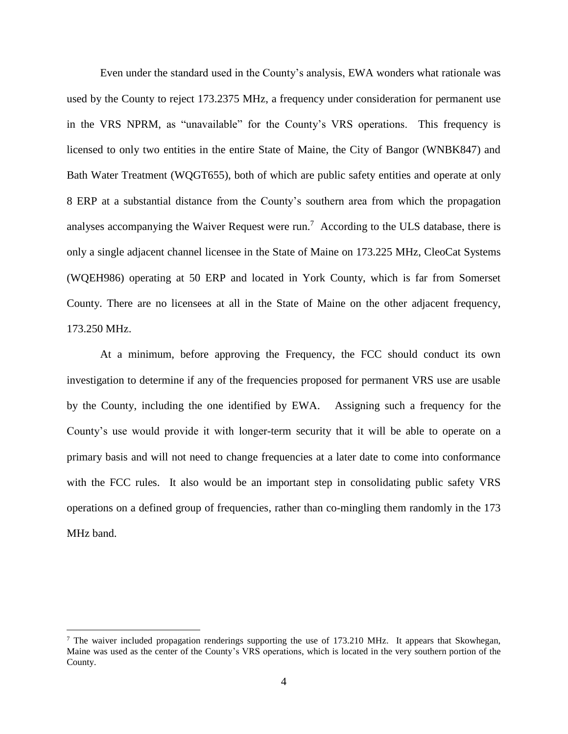Even under the standard used in the County's analysis, EWA wonders what rationale was used by the County to reject 173.2375 MHz, a frequency under consideration for permanent use in the VRS NPRM, as "unavailable" for the County's VRS operations. This frequency is licensed to only two entities in the entire State of Maine, the City of Bangor (WNBK847) and Bath Water Treatment (WQGT655), both of which are public safety entities and operate at only 8 ERP at a substantial distance from the County's southern area from which the propagation analyses accompanying the Waiver Request were run.[7] According to the ULS database, there is only a single adjacent channel licensee in the State of Maine on 173.225 MHz, CleoCat Systems (WQEH986) operating at 50 ERP and located in York County, which is far from Somerset County. There are no licensees at all in the State of Maine on the other adjacent frequency, 173.250 MHz.

At a minimum, before approving the Frequency, the FCC should conduct its own investigation to determine if any of the frequencies proposed for permanent VRS use are usable by the County, including the one identified by EWA. Assigning such a frequency for the County's use would provide it with longer-term security that it will be able to operate on a primary basis and will not need to change frequencies at a later date to come into conformance with the FCC rules. It also would be an important step in consolidating public safety VRS operations on a defined group of frequencies, rather than co-mingling them randomly in the 173 MHz band.

[7] The waiver included propagation renderings supporting the use of 173.210 MHz. It appears that Skowhegan, Maine was used as the center of the County's VRS operations, which is located in the very southern portion of the County.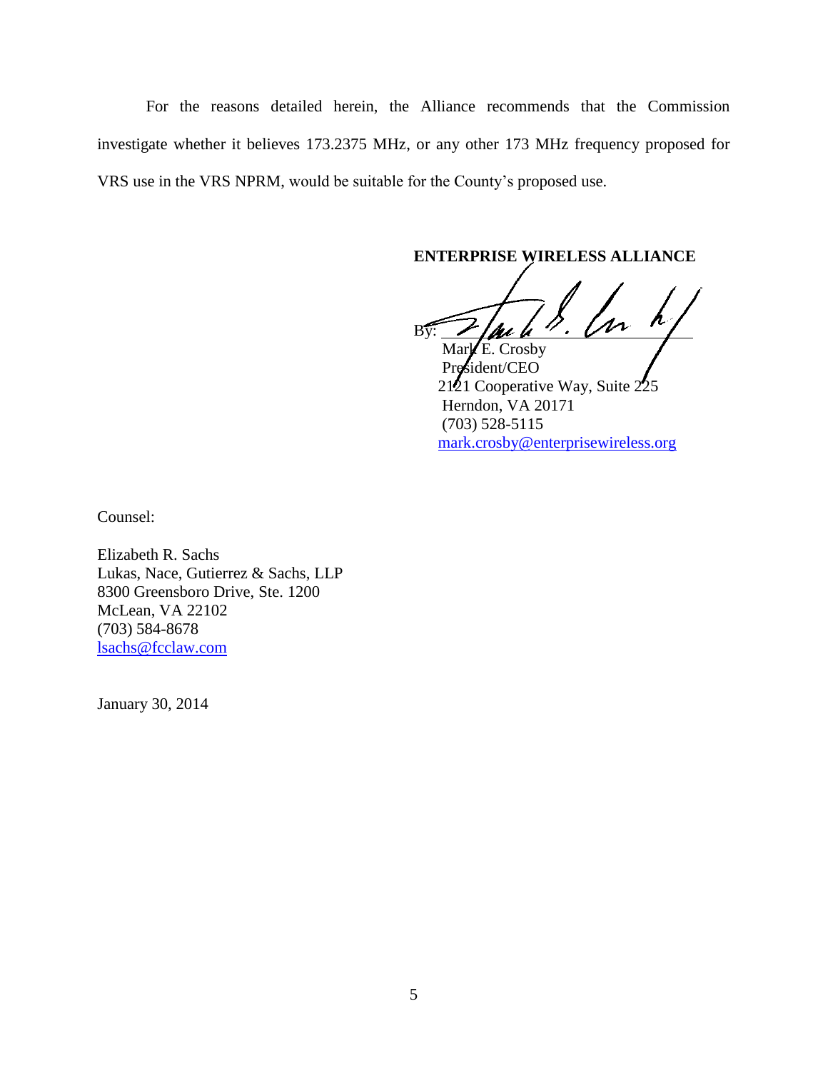For the reasons detailed herein, the Alliance recommends that the Commission investigate whether it believes 173.2375 MHz, or any other 173 MHz frequency proposed for VRS use in the VRS NPRM, would be suitable for the County's proposed use.

**ENTERPRISE WIRELESS ALLIANCE**

By: ______________________________

Mark E. Crosby  
President/CEO  
2121 Cooperative Way, Suite 225  
Herndon, VA 20171  
(703) 528-5115  
mark.crosby@enterprisewireless.org

Counsel:

Elizabeth R. Sachs  
Lukas, Nace, Gutierrez & Sachs, LLP  
8300 Greensboro Drive, Ste. 1200  
McLean, VA 22102  
(703) 584-8678  
lsachs@fcclaw.com

January 30, 2014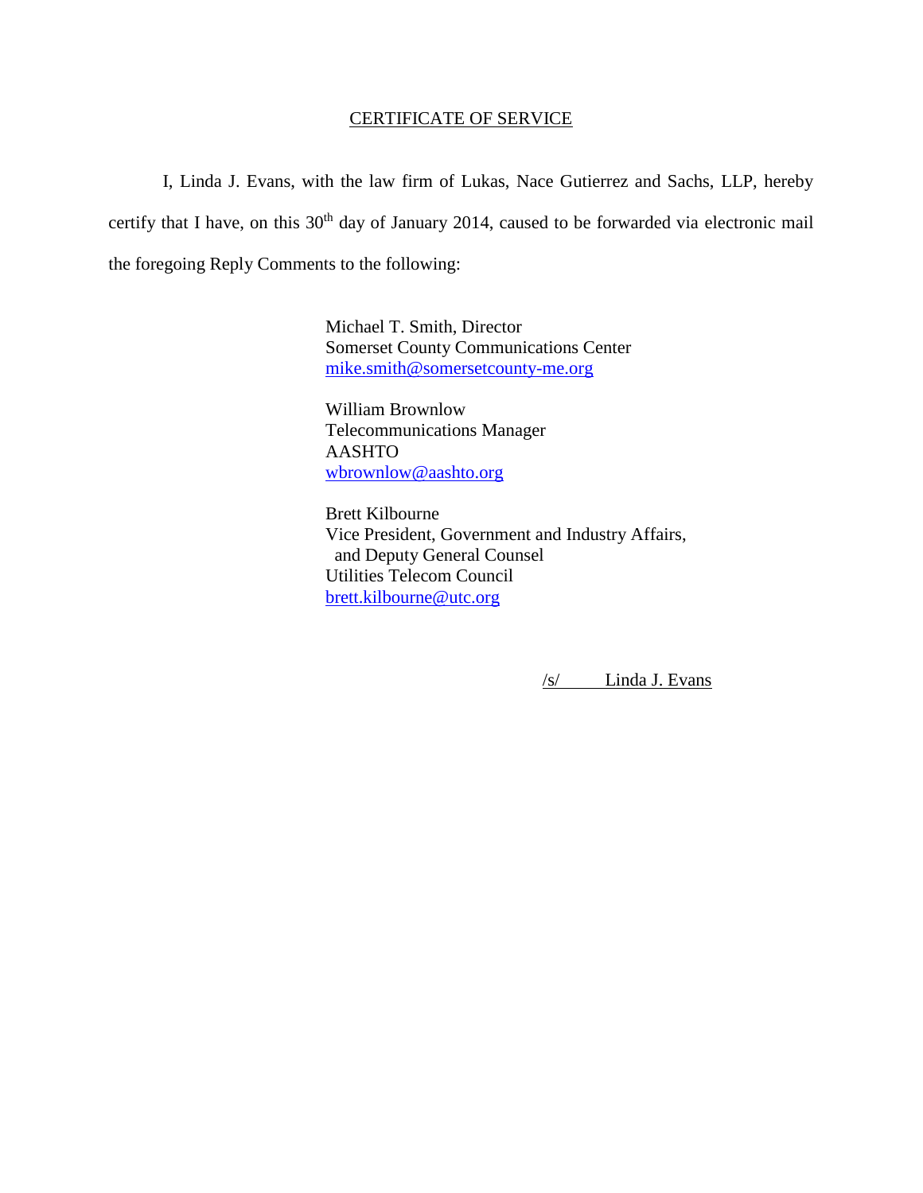# CERTIFICATE OF SERVICE

I, Linda J. Evans, with the law firm of Lukas, Nace Gutierrez and Sachs, LLP, hereby certify that I have, on this 30th day of January 2014, caused to be forwarded via electronic mail the foregoing Reply Comments to the following:

Michael T. Smith, Director
Somerset County Communications Center
mike.smith@somersetcounty-me.org

William Brownlow
Telecommunications Manager
AASHTO
wbrownlow@aashto.org

Brett Kilbourne
Vice President, Government and Industry Affairs,
and Deputy General Counsel
Utilities Telecom Council
brett.kilbourne@utc.org

/s/ Linda J. Evans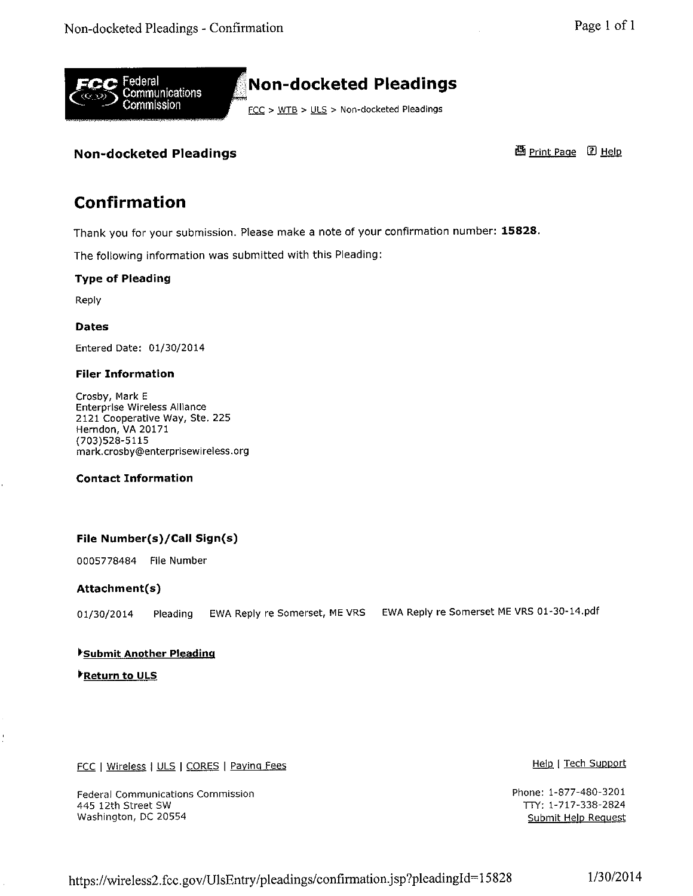# Non-docketed Pleadings

FCC > WTB > ULS > Non-docketed Pleadings

## Non-docketed Pleadings

Print Page  Help

## Confirmation

Thank you for your submission. Please make a note of your confirmation number: **15828**.

The following information was submitted with this Pleading:

### Type of Pleading

Reply

### Dates

Entered Date: 01/30/2014

### Filer Information

Crosby, Mark E
Enterprise Wireless Alliance
2121 Cooperative Way, Ste. 225
Herndon, VA 20171
(703)528-5115
mark.crosby@enterprisewireless.org

### Contact Information

### File Number(s)/Call Sign(s)

0005778484 File Number

### Attachment(s)

| | | | |
|---|---|---|---|
| 01/30/2014 | Pleading | EWA Reply re Somerset, ME VRS | EWA Reply re Somerset ME VRS 01-30-14.pdf |

**Submit Another Pleading**

**Return to ULS**

FCC | Wireless | ULS | CORES | Paying Fees

Help | Tech Support

Federal Communications Commission
445 12th Street SW
Washington, DC 20554

Phone: 1-877-480-3201
TTY: 1-717-338-2824
Submit Help Request

https://wireless2.fcc.gov/UlsEntry/pleadings/confirmation.jsp?pleadingId=15828 1/30/2014